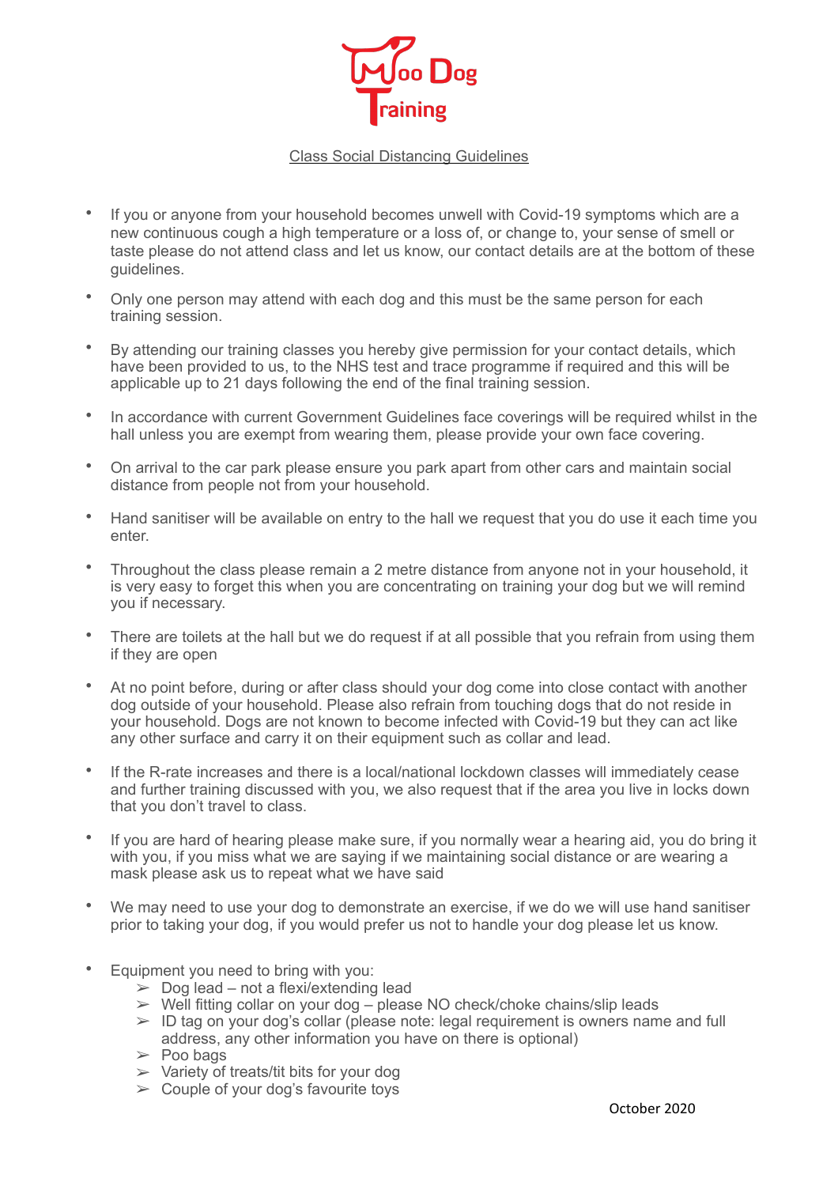Moo Dog Training

Class Social Distancing Guidelines

- If you or anyone from your household becomes unwell with Covid-19 symptoms which are a new continuous cough a high temperature or a loss of, or change to, your sense of smell or taste please do not attend class and let us know, our contact details are at the bottom of these guidelines.
- Only one person may attend with each dog and this must be the same person for each training session.
- By attending our training classes you hereby give permission for your contact details, which have been provided to us, to the NHS test and trace programme if required and this will be applicable up to 21 days following the end of the final training session.
- In accordance with current Government Guidelines face coverings will be required whilst in the hall unless you are exempt from wearing them, please provide your own face covering.
- On arrival to the car park please ensure you park apart from other cars and maintain social distance from people not from your household.
- Hand sanitiser will be available on entry to the hall we request that you do use it each time you enter.
- Throughout the class please remain a 2 metre distance from anyone not in your household, it is very easy to forget this when you are concentrating on training your dog but we will remind you if necessary.
- There are toilets at the hall but we do request if at all possible that you refrain from using them if they are open
- At no point before, during or after class should your dog come into close contact with another dog outside of your household. Please also refrain from touching dogs that do not reside in your household. Dogs are not known to become infected with Covid-19 but they can act like any other surface and carry it on their equipment such as collar and lead.
- If the R-rate increases and there is a local/national lockdown classes will immediately cease and further training discussed with you, we also request that if the area you live in locks down that you don't travel to class.
- If you are hard of hearing please make sure, if you normally wear a hearing aid, you do bring it with you, if you miss what we are saying if we maintaining social distance or are wearing a mask please ask us to repeat what we have said
- We may need to use your dog to demonstrate an exercise, if we do we will use hand sanitiser prior to taking your dog, if you would prefer us not to handle your dog please let us know.
- Equipment you need to bring with you:
  - Dog lead – not a flexi/extending lead
  - Well fitting collar on your dog – please NO check/choke chains/slip leads
  - ID tag on your dog's collar (please note: legal requirement is owners name and full address, any other information you have on there is optional)
  - Poo bags
  - Variety of treats/tit bits for your dog
  - Couple of your dog's favourite toys

October 2020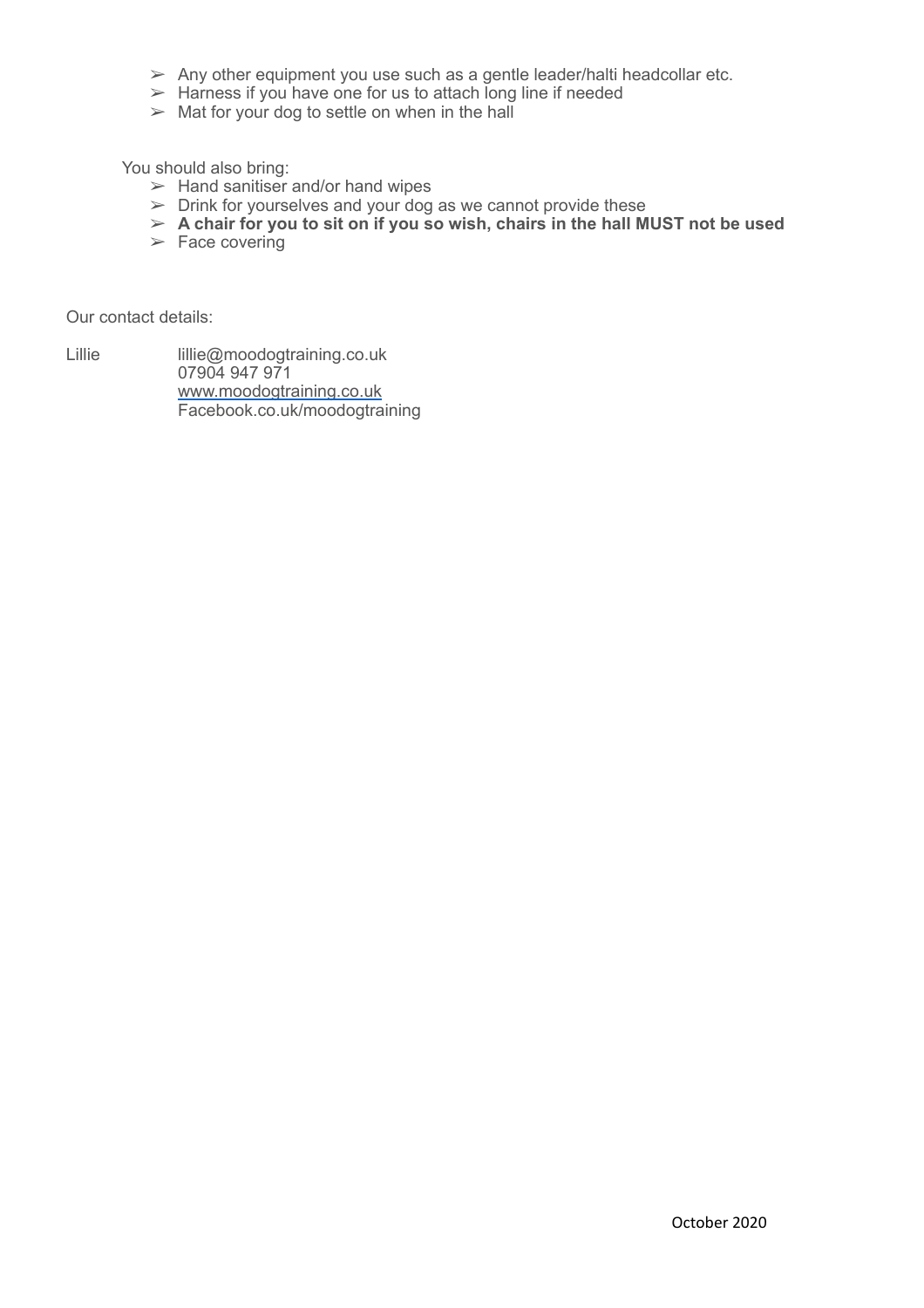- Any other equipment you use such as a gentle leader/halti headcollar etc.
- Harness if you have one for us to attach long line if needed
- Mat for your dog to settle on when in the hall

You should also bring:

- Hand sanitiser and/or hand wipes
- Drink for yourselves and your dog as we cannot provide these
- **A chair for you to sit on if you so wish, chairs in the hall MUST not be used**
- Face covering

Our contact details:

Lillie
lillie@moodogtraining.co.uk
07904 947 971
www.moodogtraining.co.uk
Facebook.co.uk/moodogtraining

October 2020